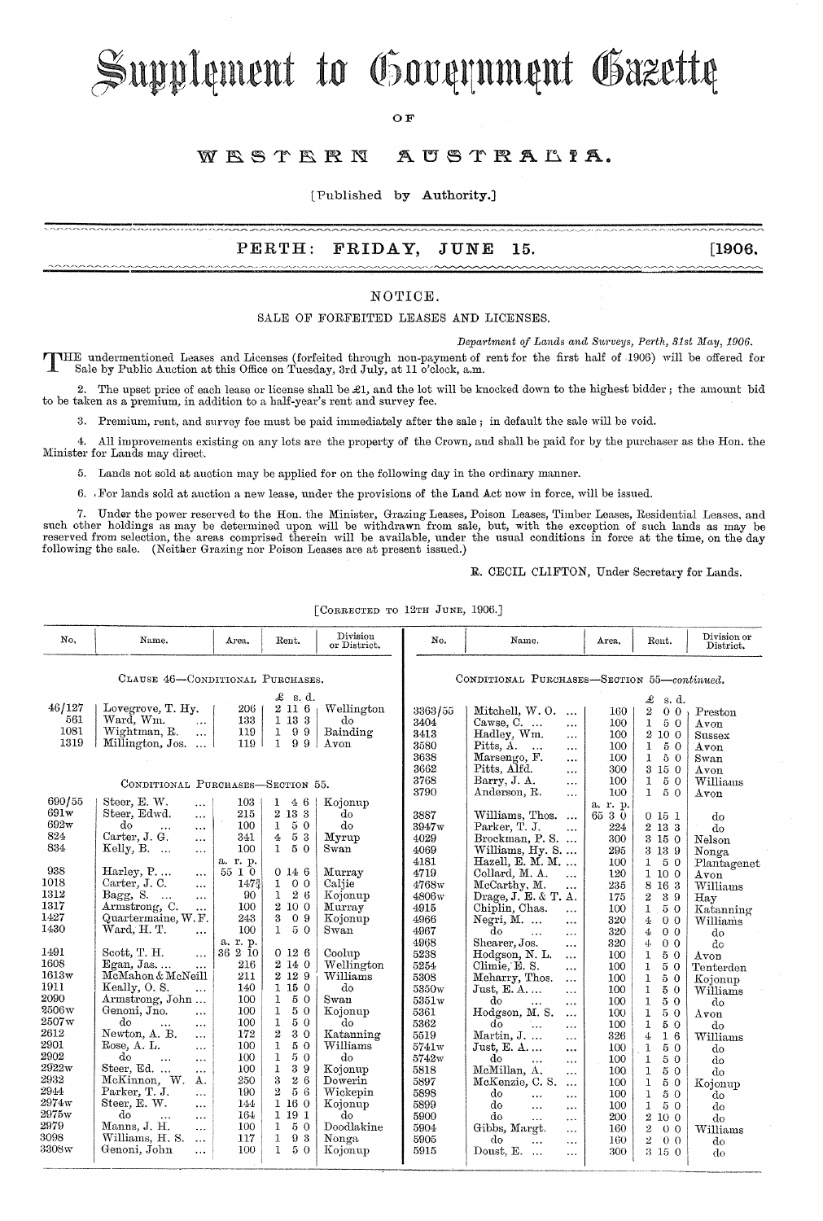# Supplement to Government Gazette

OF

# WESTERN AUSTRALIA.

[Published by Authority.]

PERTH: FRIDAY, JUNE 15. [1906.

## NOTICE.

### SALE OF FORFEITED LEASES AND LICENSES.

*Department of Lands and Surveys, Perth, 31st May, 1906.*

THE undermentioned Leases and Licenses (forfeited through non-payment of rent for the first half of 1906) will be offered for Sale by Public Auction at this Office on Tuesday, 3rd July, at 11 o'clock, a.m.

2. The upset price of each lease or license shall be £1, and the lot will be knocked down to the highest bidder; the amount bid to be taken as a premium, in addition to a half-year's rent and survey fee.

3. Premium, rent, and survey fee must be paid immediately after the sale; in default the sale will be void.

4. All improvements existing on any lots are the property of the Crown, and shall be paid for by the purchaser as the Hon. the Minister for Lands may direct.

5. Lands not sold at auction may be applied for on the following day in the ordinary manner.

6. For lands sold at auction a new lease, under the provisions of the Land Act now in force, will be issued.

7. Under the power reserved to the Hon. the Minister, Grazing Leases, Poison Leases, Timber Leases, Residential Leases, and such other holdings as may be determined upon will be withdrawn from sale, but, with the exception of such lands as may be reserved from selection, the areas comprised therein will be available, under the usual conditions in force at the time, on the day following the sale. (Neither Grazing nor Poison Leases are at present issued.)

R. CECIL CLIFTON, Under Secretary for Lands.

[CORRECTED TO 12TH JUNE, 1906.]

| No. | Name. | Area. | Rent. | Division or District. |
|---|---|---|---|---|
| | **CLAUSE 46—CONDITIONAL PURCHASES.** | | | |
| | | | £ s. d. | |
| 46/127 | Lovegrove, T. Hy. | 206 | 2 11 6 | Wellington |
| 561 | Ward, Wm. | 133 | 1 13 3 | do |
| 1081 | Wightman, R. | 119 | 1 9 9 | Bainding |
| 1319 | Millington, Jos. | 119 | 1 9 9 | Avon |
| | **CONDITIONAL PURCHASES—SECTION 55.** | | | |
| 690/55 | Steer, E. W. | 103 | 1 4 6 | Kojonup |
| 691w | Steer, Edwd. | 215 | 2 13 3 | do |
| 692w | do | 100 | 1 5 0 | do |
| 824 | Carter, J. G. | 341 | 4 5 3 | Myrup |
| 834 | Kelly, B. | 100 | 1 5 0 | Swan |
| | | a. r. p. | | |
| 938 | Harley, P. | 55 1 0 | 0 14 6 | Murray |
| 1018 | Carter, J. C. | 147¾ | 1 0 0 | Caljie |
| 1312 | Bagg, S. | 90 | 1 2 6 | Kojonup |
| 1317 | Armstrong, C. | 100 | 2 10 0 | Murray |
| 1427 | Quartermaine, W. F. | 243 | 3 0 9 | Kojonup |
| 1430 | Ward, H. T. | 100 | 1 5 0 | Swan |
| | | a. r. p. | | |
| 1491 | Scott, T. H. | 36 2 10 | 0 12 6 | Coolup |
| 1608 | Egan, Jas. | 216 | 2 14 0 | Wellington |
| 1613w | McMahon & McNeill | 211 | 2 12 9 | Williams |
| 1911 | Keally, O. S. | 140 | 1 15 0 | do |
| 2090 | Armstrong, John | 100 | 1 5 0 | Swan |
| 2506w | Genoni, Jno. | 100 | 1 5 0 | Kojonup |
| 2507w | do | 100 | 1 5 0 | do |
| 2612 | Newton, A. B. | 172 | 2 3 0 | Katanning |
| 2901 | Rose, A. L. | 100 | 1 5 0 | Williams |
| 2902 | do | 100 | 1 5 0 | do |
| 2922w | Steer, Ed. | 100 | 1 3 9 | Kojonup |
| 2932 | McKinnon, W. A. | 250 | 3 2 6 | Dowerin |
| 2944 | Parker, T. J. | 190 | 2 5 6 | Wickepin |
| 2974w | Steer, E. W. | 144 | 1 16 0 | Kojonup |
| 2975w | do | 164 | 1 19 1 | do |
| 2979 | Manns, J. H. | 100 | 1 5 0 | Doodlakine |
| 3098 | Williams, H. S. | 117 | 1 9 3 | Nonga |
| 3308w | Genoni, John | 100 | 1 5 0 | Kojonup |
| | ***CONDITIONAL PURCHASES—SECTION 55—continued.*** | | | |
| | | | £ s. d. | |
| 3363/55 | Mitchell, W. O. | 160 | 2 0 0 | Preston |
| 3404 | Cawse, C. | 100 | 1 5 0 | Avon |
| 3413 | Hadley, Wm. | 100 | 2 10 0 | Sussex |
| 3580 | Pitts, A. | 100 | 1 5 0 | Avon |
| 3638 | Marsengo, F. | 100 | 1 5 0 | Swan |
| 3662 | Pitts, Alfd. | 300 | 3 15 0 | Avon |
| 3768 | Barry, J. A. | 100 | 1 5 0 | Williams |
| 3790 | Anderson, R. | 100 | 1 5 0 | Avon |
| | | a. r. p. | | |
| 3887 | Williams, Thos. | 65 3 0 | 0 15 1 | do |
| 3947w | Parker, T. J. | 224 | 2 13 3 | do |
| 4029 | Brockman, P. S. | 300 | 3 15 0 | Nelson |
| 4069 | Williams, Hy. S. | 295 | 3 13 9 | Nonga |
| 4181 | Hazell, E. M. M. | 100 | 1 5 0 | Plantagenet |
| 4719 | Collard, M. A. | 120 | 1 10 0 | Avon |
| 4768w | McCarthy, M. | 235 | 8 16 3 | Williams |
| 4806w | Drage, J. E. & T. A. | 175 | 2 3 9 | Hay |
| 4915 | Chiplin, Chas. | 100 | 1 5 0 | Katanning |
| 4966 | Negri, M. | 320 | 4 0 0 | Williams |
| 4967 | do | 320 | 4 0 0 | do |
| 4968 | Shearer, Jos. | 320 | 4 0 0 | do |
| 5238 | Hodgson, N. L. | 100 | 1 5 0 | Avon |
| 5254 | Climie, E. S. | 100 | 1 5 0 | Tenterden |
| 5308 | Meharry, Thos. | 100 | 1 5 0 | Kojonup |
| 5350w | Just, E. A. | 100 | 1 5 0 | Williams |
| 5351w | do | 100 | 1 5 0 | do |
| 5361 | Hodgson, M. S. | 100 | 1 5 0 | Avon |
| 5362 | do | 100 | 1 5 0 | do |
| 5519 | Martin, J. | 326 | 4 1 6 | Williams |
| 5741w | Just, E. A. | 100 | 1 5 0 | do |
| 5742w | do | 100 | 1 5 0 | do |
| 5818 | McMillan, A. | 100 | 1 5 0 | do |
| 5897 | McKenzie, C. S. | 100 | 1 5 0 | Kojonup |
| 5898 | do | 100 | 1 5 0 | do |
| 5899 | do | 100 | 1 5 0 | do |
| 5900 | do | 200 | 2 10 0 | do |
| 5904 | Gibbs, Margt. | 160 | 2 0 0 | Williams |
| 5905 | do | 160 | 2 0 0 | do |
| 5915 | Doust, E. | 300 | 3 15 0 | do |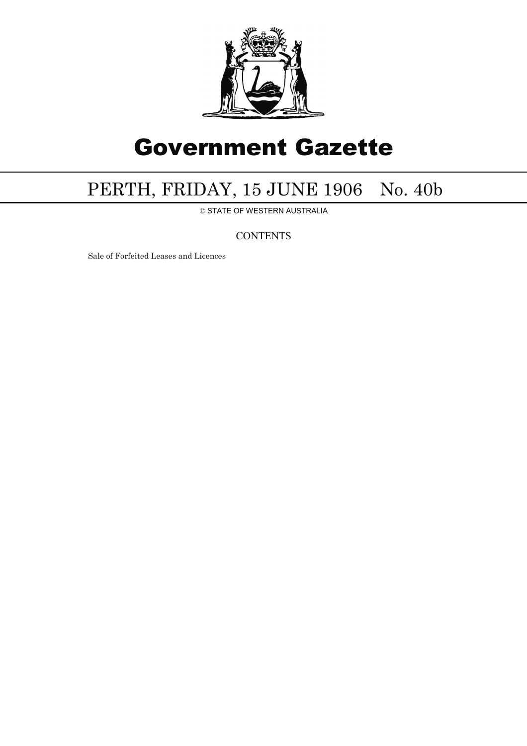# Government Gazette

## PERTH, FRIDAY, 15 JUNE 1906 No. 40b

© STATE OF WESTERN AUSTRALIA

CONTENTS

Sale of Forfeited Leases and Licences